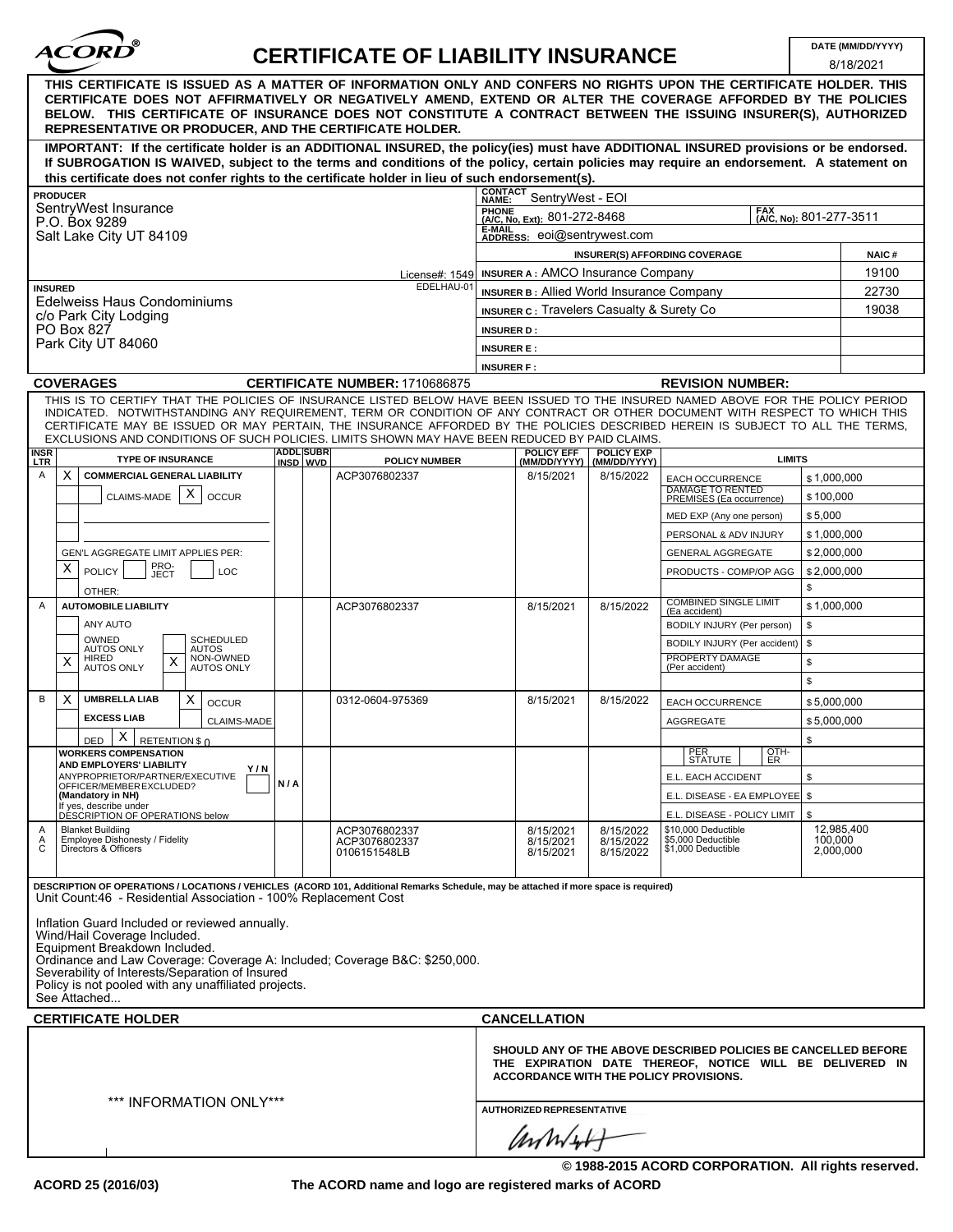# ACORD® CERTIFICATE OF LIABILITY INSURANCE

**DATE (MM/DD/YYYY)** 8/18/2021

**THIS CERTIFICATE IS ISSUED AS A MATTER OF INFORMATION ONLY AND CONFERS NO RIGHTS UPON THE CERTIFICATE HOLDER. THIS CERTIFICATE DOES NOT AFFIRMATIVELY OR NEGATIVELY AMEND, EXTEND OR ALTER THE COVERAGE AFFORDED BY THE POLICIES BELOW. THIS CERTIFICATE OF INSURANCE DOES NOT CONSTITUTE A CONTRACT BETWEEN THE ISSUING INSURER(S), AUTHORIZED REPRESENTATIVE OR PRODUCER, AND THE CERTIFICATE HOLDER.**

**IMPORTANT: If the certificate holder is an ADDITIONAL INSURED, the policy(ies) must have ADDITIONAL INSURED provisions or be endorsed. If SUBROGATION IS WAIVED, subject to the terms and conditions of the policy, certain policies may require an endorsement. A statement on this certificate does not confer rights to the certificate holder in lieu of such endorsement(s).**

**PRODUCER**
SentryWest Insurance
P.O. Box 9289
Salt Lake City UT 84109
License#: 1549

**CONTACT NAME:** SentryWest - EOI
**PHONE (A/C, No, Ext):** 801-272-8468 **FAX (A/C, No):** 801-277-3511
**E-MAIL ADDRESS:** eoi@sentrywest.com

| INSURER(S) AFFORDING COVERAGE | NAIC # |
|---|---|
| INSURER A : AMCO Insurance Company | 19100 |
| INSURER B : Allied World Insurance Company | 22730 |
| INSURER C : Travelers Casualty & Surety Co | 19038 |
| INSURER D : | |
| INSURER E : | |
| INSURER F : | |

**INSURED** EDELHAU-01
Edelweiss Haus Condominiums
c/o Park City Lodging
PO Box 827
Park City UT 84060

**COVERAGES** **CERTIFICATE NUMBER:** 1710686875 **REVISION NUMBER:**

THIS IS TO CERTIFY THAT THE POLICIES OF INSURANCE LISTED BELOW HAVE BEEN ISSUED TO THE INSURED NAMED ABOVE FOR THE POLICY PERIOD INDICATED. NOTWITHSTANDING ANY REQUIREMENT, TERM OR CONDITION OF ANY CONTRACT OR OTHER DOCUMENT WITH RESPECT TO WHICH THIS CERTIFICATE MAY BE ISSUED OR MAY PERTAIN, THE INSURANCE AFFORDED BY THE POLICIES DESCRIBED HEREIN IS SUBJECT TO ALL THE TERMS, EXCLUSIONS AND CONDITIONS OF SUCH POLICIES. LIMITS SHOWN MAY HAVE BEEN REDUCED BY PAID CLAIMS.

| INSR LTR | TYPE OF INSURANCE | ADDL INSD | SUBR WVD | POLICY NUMBER | POLICY EFF (MM/DD/YYYY) | POLICY EXP (MM/DD/YYYY) | LIMITS | |
|---|---|---|---|---|---|---|---|---|
| A | X COMMERCIAL GENERAL LIABILITY | | | ACP3076802337 | 8/15/2021 | 8/15/2022 | EACH OCCURRENCE | $1,000,000 |
| | CLAIMS-MADE [X] OCCUR | | | | | | DAMAGE TO RENTED PREMISES (Ea occurrence) | $100,000 |
| | | | | | | | MED EXP (Any one person) | $5,000 |
| | | | | | | | PERSONAL & ADV INJURY | $1,000,000 |
| | GEN'L AGGREGATE LIMIT APPLIES PER: | | | | | | GENERAL AGGREGATE | $2,000,000 |
| | [X] POLICY [ ] PRO-JECT [ ] LOC | | | | | | PRODUCTS - COMP/OP AGG | $2,000,000 |
| | OTHER: | | | | | | | $ |
| A | AUTOMOBILE LIABILITY | | | ACP3076802337 | 8/15/2021 | 8/15/2022 | COMBINED SINGLE LIMIT (Ea accident) | $1,000,000 |
| | ANY AUTO | | | | | | BODILY INJURY (Per person) | $ |
| | OWNED AUTOS ONLY / SCHEDULED AUTOS | | | | | | BODILY INJURY (Per accident) | $ |
| | [X] HIRED AUTOS ONLY [X] NON-OWNED AUTOS ONLY | | | | | | PROPERTY DAMAGE (Per accident) | $ |
| | | | | | | | | $ |
| B | [X] UMBRELLA LIAB [X] OCCUR | | | 0312-0604-975369 | 8/15/2021 | 8/15/2022 | EACH OCCURRENCE | $5,000,000 |
| | EXCESS LIAB / CLAIMS-MADE | | | | | | AGGREGATE | $5,000,000 |
| | DED [X] RETENTION $ 0 | | | | | | | $ |
| | WORKERS COMPENSATION AND EMPLOYERS' LIABILITY Y/N | | | | | | PER STATUTE / OTH-ER | |
| | ANY PROPRIETOR/PARTNER/EXECUTIVE OFFICER/MEMBER EXCLUDED? (Mandatory in NH) | N/A | | | | | E.L. EACH ACCIDENT | $ |
| | If yes, describe under DESCRIPTION OF OPERATIONS below | | | | | | E.L. DISEASE - EA EMPLOYEE | $ |
| | | | | | | | E.L. DISEASE - POLICY LIMIT | $ |
| A | Blanket Building | | | ACP3076802337 | 8/15/2021 | 8/15/2022 | $10,000 Deductible | 12,985,400 |
| A | Employee Dishonesty / Fidelity | | | ACP3076802337 | 8/15/2021 | 8/15/2022 | $5,000 Deductible | 100,000 |
| C | Directors & Officers | | | 0106151548LB | 8/15/2021 | 8/15/2022 | $1,000 Deductible | 2,000,000 |

**DESCRIPTION OF OPERATIONS / LOCATIONS / VEHICLES (ACORD 101, Additional Remarks Schedule, may be attached if more space is required)**

Unit Count:46 - Residential Association - 100% Replacement Cost

Inflation Guard Included or reviewed annually.
Wind/Hail Coverage Included.
Equipment Breakdown Included.
Ordinance and Law Coverage: Coverage A: Included; Coverage B&C: $250,000.
Severability of Interests/Separation of Insured
Policy is not pooled with any unaffiliated projects.
See Attached...

**CERTIFICATE HOLDER**

*** INFORMATION ONLY***

**CANCELLATION**

**SHOULD ANY OF THE ABOVE DESCRIBED POLICIES BE CANCELLED BEFORE THE EXPIRATION DATE THEREOF, NOTICE WILL BE DELIVERED IN ACCORDANCE WITH THE POLICY PROVISIONS.**

**AUTHORIZED REPRESENTATIVE**

© 1988-2015 ACORD CORPORATION. All rights reserved.

ACORD 25 (2016/03) The ACORD name and logo are registered marks of ACORD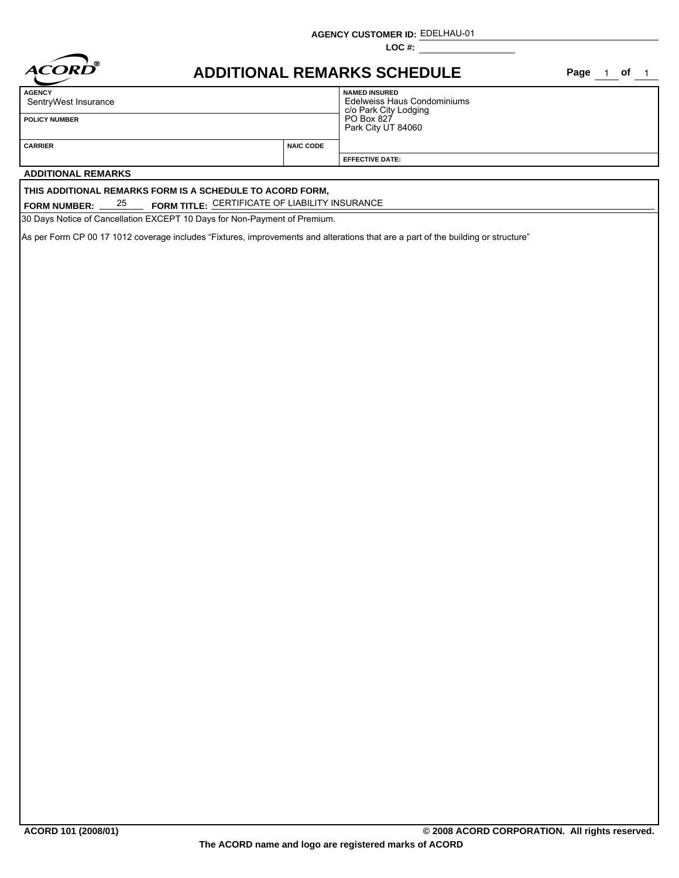AGENCY CUSTOMER ID: EDELHAU-01

LOC #:

ACORD®

# ADDITIONAL REMARKS SCHEDULE

| AGENCY | | NAMED INSURED |
|---|---|---|
| SentryWest Insurance | | Edelweiss Haus Condominiums<br>c/o Park City Lodging<br>PO Box 827<br>Park City UT 84060 |
| POLICY NUMBER | | |
| CARRIER | NAIC CODE | EFFECTIVE DATE: |

## ADDITIONAL REMARKS

THIS ADDITIONAL REMARKS FORM IS A SCHEDULE TO ACORD FORM,

FORM NUMBER: 25 FORM TITLE: CERTIFICATE OF LIABILITY INSURANCE

30 Days Notice of Cancellation EXCEPT 10 Days for Non-Payment of Premium.

As per Form CP 00 17 1012 coverage includes “Fixtures, improvements and alterations that are a part of the building or structure”

ACORD 101 (2008/01) © 2008 ACORD CORPORATION. All rights reserved.

The ACORD name and logo are registered marks of ACORD